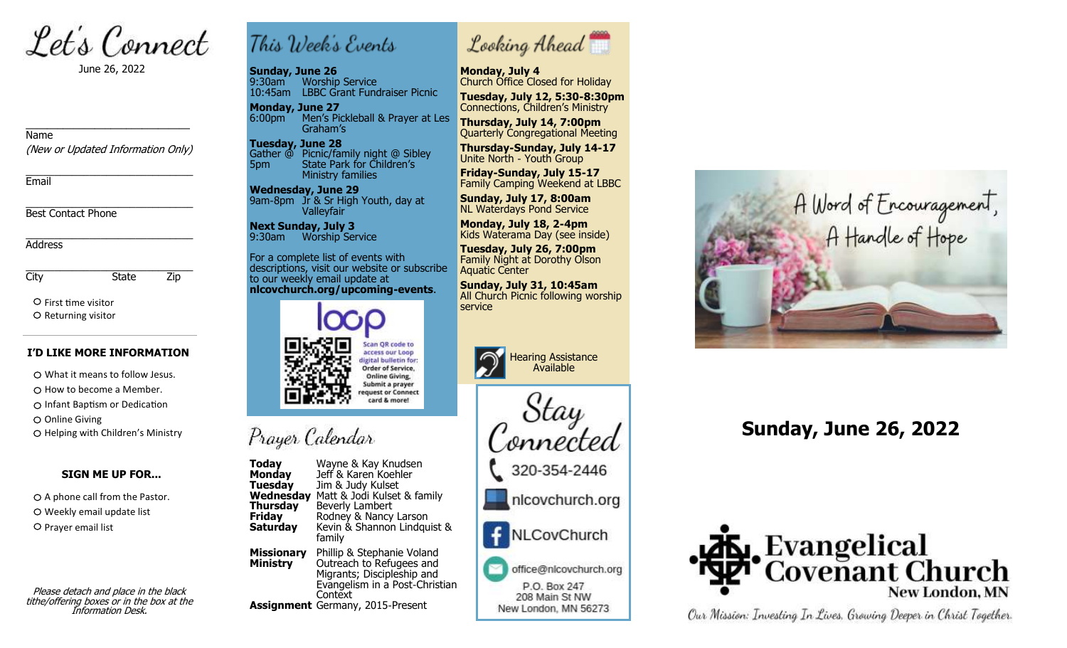# Let's Connect

June 26, 2022

Name
*(New or Updated Information Only)*

Email

Best Contact Phone

Address

City State Zip

○ First time visitor
○ Returning visitor

**I'D LIKE MORE INFORMATION**

○ What it means to follow Jesus.
○ How to become a Member.
○ Infant Baptism or Dedication
○ Online Giving
○ Helping with Children's Ministry

**SIGN ME UP FOR...**

○ A phone call from the Pastor.
○ Weekly email update list
○ Prayer email list

*Please detach and place in the black tithe/offering boxes or in the box at the Information Desk.*

## This Week's Events

**Sunday, June 26**
9:30am Worship Service
10:45am LBBC Grant Fundraiser Picnic

**Monday, June 27**
6:00pm Men's Pickleball & Prayer at Les Graham's

**Tuesday, June 28**
Gather @ 5pm Picnic/family night @ Sibley State Park for Children's Ministry families

**Wednesday, June 29**
9am-8pm Jr & Sr High Youth, day at Valleyfair

**Next Sunday, July 3**
9:30am Worship Service

For a complete list of events with descriptions, visit our website or subscribe to our weekly email update at **nlcovchurch.org/upcoming-events**.

loop — Scan QR code to access our Loop digital bulletin for: Order of Service, Online Giving, Submit a prayer request or Connect card & more!

## Prayer Calendar

| | |
|---|---|
| **Today** | Wayne & Kay Knudsen |
| **Monday** | Jeff & Karen Koehler |
| **Tuesday** | Jim & Judy Kulset |
| **Wednesday** | Matt & Jodi Kulset & family |
| **Thursday** | Beverly Lambert |
| **Friday** | Rodney & Nancy Larson |
| **Saturday** | Kevin & Shannon Lindquist & family |
| **Missionary** | Phillip & Stephanie Voland |
| **Ministry** | Outreach to Refugees and Migrants; Discipleship and Evangelism in a Post-Christian Context |
| **Assignment** | Germany, 2015-Present |

## Looking Ahead

**Monday, July 4**
Church Office Closed for Holiday

**Tuesday, July 12, 5:30-8:30pm**
Connections, Children's Ministry

**Thursday, July 14, 7:00pm**
Quarterly Congregational Meeting

**Thursday-Sunday, July 14-17**
Unite North - Youth Group

**Friday-Sunday, July 15-17**
Family Camping Weekend at LBBC

**Sunday, July 17, 8:00am**
NL Waterdays Pond Service

**Monday, July 18, 2-4pm**
Kids Waterama Day (see inside)

**Tuesday, July 26, 7:00pm**
Family Night at Dorothy Olson Aquatic Center

**Sunday, July 31, 10:45am**
All Church Picnic following worship service

Hearing Assistance Available

## Stay Connected

320-354-2446
nlcovchurch.org
NLCovChurch
office@nlcovchurch.org
P.O. Box 247
208 Main St NW
New London, MN 56273

A Word of Encouragement, A Handle of Hope

# Sunday, June 26, 2022

Evangelical Covenant Church
New London, MN

*Our Mission: Investing In Lives, Growing Deeper in Christ Together.*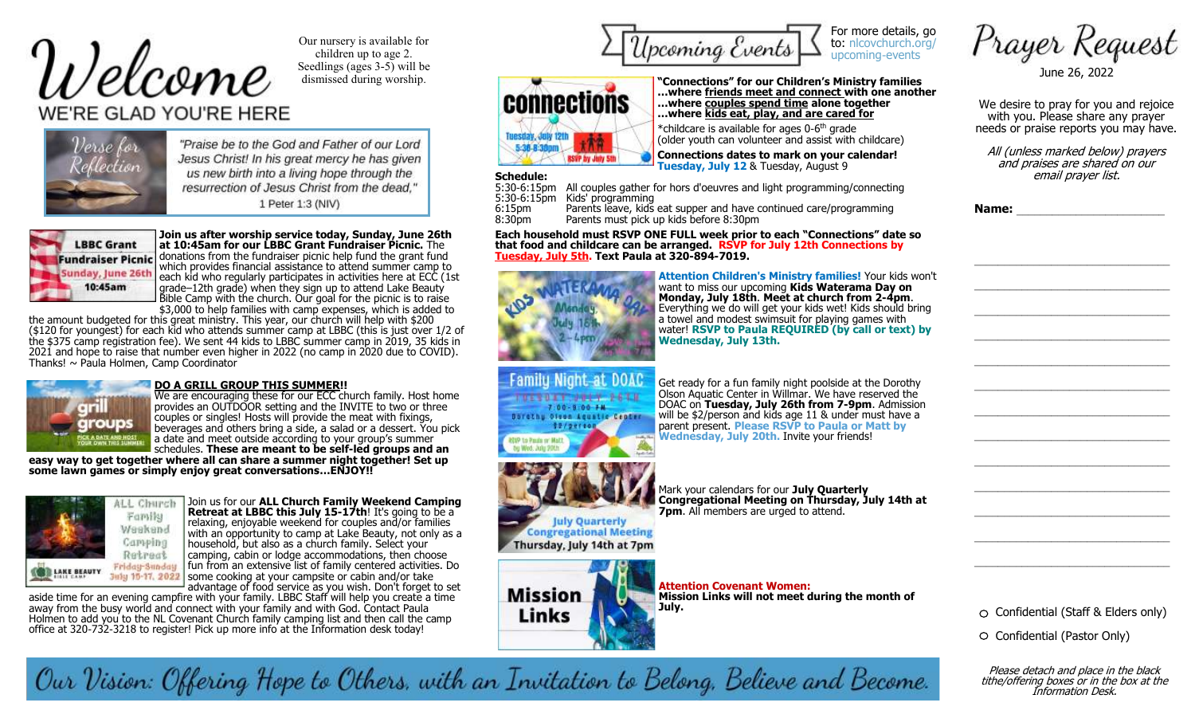# Welcome

## WE'RE GLAD YOU'RE HERE

Our nursery is available for children up to age 2. Seedlings (ages 3-5) will be dismissed during worship.

**Verse for Reflection**

*"Praise be to the God and Father of our Lord Jesus Christ! In his great mercy he has given us new birth into a living hope through the resurrection of Jesus Christ from the dead,"*
1 Peter 1:3 (NIV)

LBBC Grant Fundraiser Picnic
Sunday, June 26th
10:45am

**Join us after worship service today, Sunday, June 26th at 10:45am for our LBBC Grant Fundraiser Picnic.** The donations from the fundraiser picnic help fund the grant fund which provides financial assistance to attend summer camp to each kid who regularly participates in activities here at ECC (1st grade–12th grade) when they sign up to attend Lake Beauty Bible Camp with the church. Our goal for the picnic is to raise $3,000 to help families with camp expenses, which is added to the amount budgeted for this great ministry. This year, our church will help with $200 ($120 for youngest) for each kid who attends summer camp at LBBC (this is just over 1/2 of the $375 camp registration fee). We sent 44 kids to LBBC summer camp in 2019, 35 kids in 2021 and hope to raise that number even higher in 2022 (no camp in 2020 due to COVID). Thanks! ~ Paula Holmen, Camp Coordinator

grill groups
PICK A DATE AND HOST YOUR OWN THIS SUMMER!

**DO A GRILL GROUP THIS SUMMER!!**
We are encouraging these for our ECC church family. Host home provides an OUTDOOR setting and the INVITE to two or three couples or singles! Hosts will provide the meat with fixings, beverages and others bring a side, a salad or a dessert. You pick a date and meet outside according to your group's summer schedules. **These are meant to be self-led groups and an easy way to get together where all can share a summer night together! Set up some lawn games or simply enjoy great conversations...ENJOY!!**

ALL Church Family Weekend Camping Retreat
Friday-Sunday July 15-17, 2022
LAKE BEAUTY BIBLE CAMP

Join us for our **ALL Church Family Weekend Camping Retreat at LBBC this July 15-17th**! It's going to be a relaxing, enjoyable weekend for couples and/or families with an opportunity to camp at Lake Beauty, not only as a household, but also as a church family. Select your camping, cabin or lodge accommodations, then choose fun from an extensive list of family centered activities. Do some cooking at your campsite or cabin and/or take advantage of food service as you wish. Don't forget to set aside time for an evening campfire with your family. LBBC Staff will help you create a time away from the busy world and connect with your family and with God. Contact Paula Holmen to add you to the NL Covenant Church family camping list and then call the camp office at 320-732-3218 to register! Pick up more info at the Information desk today!

# Upcoming Events

For more details, go to: nlcovchurch.org/upcoming-events

connections
Tuesday, July 12th 5:30-8:30pm
RSVP by July 5th

**"Connections" for our Children's Ministry families**
**...where friends meet and connect with one another**
**...where couples spend time alone together**
**...where kids eat, play, and are cared for**

*childcare is available for ages 0-6th grade
(older youth can volunteer and assist with childcare)

**Connections dates to mark on your calendar!**
**Tuesday, July 12** & Tuesday, August 9

**Schedule:**

| | |
|---|---|
| 5:30-6:15pm | All couples gather for hors d'oeuvres and light programming/connecting |
| 5:30-6:15pm | Kids' programming |
| 6:15pm | Parents leave, kids eat supper and have continued care/programming |
| 8:30pm | Parents must pick up kids before 8:30pm |

**Each household must RSVP ONE FULL week prior to each "Connections" date so that food and childcare can be arranged. RSVP for July 12th Connections by Tuesday, July 5th. Text Paula at 320-894-7019.**

KIDS WATERAMA DAY
Monday, July 18th 2-4pm

**Attention Children's Ministry families!** Your kids won't want to miss our upcoming **Kids Waterama Day on Monday, July 18th. Meet at church from 2-4pm.** Everything we do will get your kids wet! Kids should bring a towel and modest swimsuit for playing games with water! **RSVP to Paula REQUIRED (by call or text) by Wednesday, July 13th.**

Family Night at DOAC
TUESDAY JULY 26TH
7:00-9:00 PM
Dorothy Olson Aquatic Center
$2/person
RSVP to Paula or Matt by Wed. July 20th

Get ready for a fun family night poolside at the Dorothy Olson Aquatic Center in Willmar. We have reserved the DOAC on **Tuesday, July 26th from 7-9pm**. Admission will be $2/person and kids age 11 & under must have a parent present. **Please RSVP to Paula or Matt by Wednesday, July 20th.** Invite your friends!

July Quarterly Congregational Meeting
Thursday, July 14th at 7pm

Mark your calendars for our **July Quarterly Congregational Meeting on Thursday, July 14th at 7pm**. All members are urged to attend.

Mission Links

**Attention Covenant Women:**
**Mission Links will not meet during the month of July.**

# Prayer Request

June 26, 2022

We desire to pray for you and rejoice with you. Please share any prayer needs or praise reports you may have.

*All (unless marked below) prayers and praises are shared on our email prayer list.*

**Name:** ____________________

____________________

____________________

____________________

____________________

____________________

____________________

____________________

____________________

____________________

____________________

____________________

____________________

○ Confidential (Staff & Elders only)

○ Confidential (Pastor Only)

*Please detach and place in the black tithe/offering boxes or in the box at the Information Desk.*

Our Vision: Offering Hope to Others, with an Invitation to Belong, Believe and Become.